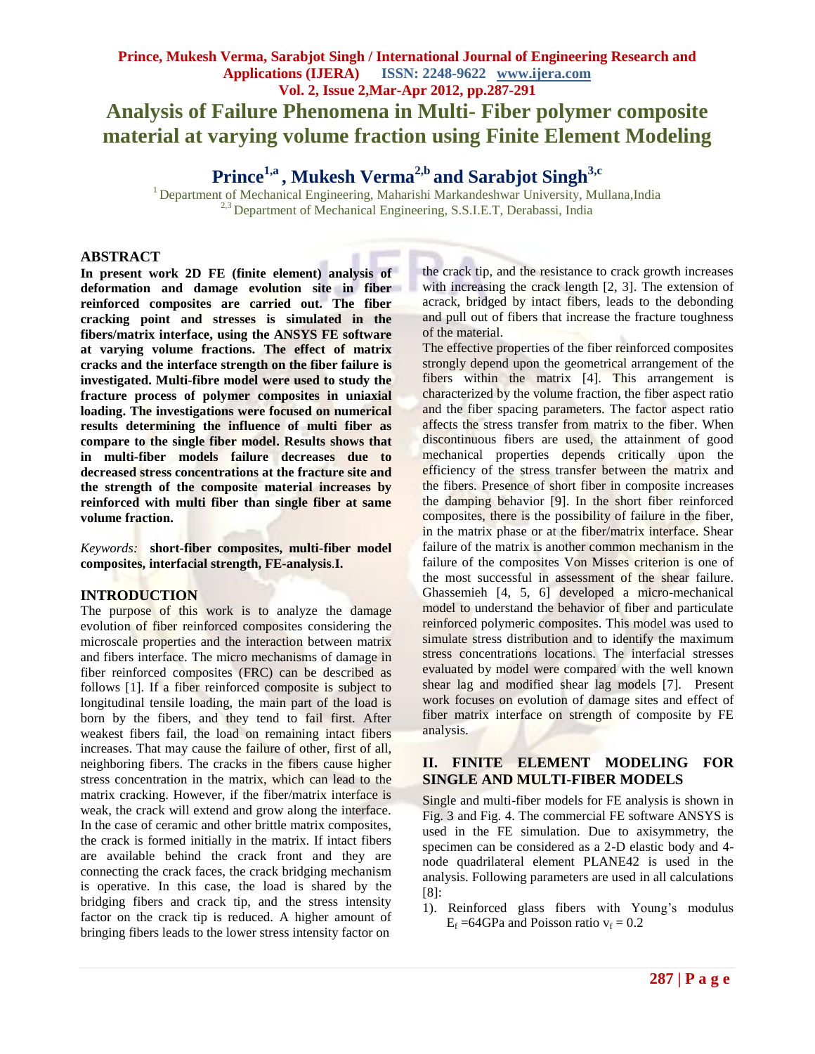# Analysis of Failure Phenomena in Multi- Fiber polymer composite material at varying volume fraction using Finite Element Modeling

**Prince[1,a] , Mukesh Verma[2,b] and Sarabjot Singh[3,c]**

[1] Department of Mechanical Engineering, Maharishi Markandeshwar University, Mullana,India
[2,3] Department of Mechanical Engineering, S.S.I.E.T, Derabassi, India

## ABSTRACT

**In present work 2D FE (finite element) analysis of deformation and damage evolution site in fiber reinforced composites are carried out. The fiber cracking point and stresses is simulated in the fibers/matrix interface, using the ANSYS FE software at varying volume fractions. The effect of matrix cracks and the interface strength on the fiber failure is investigated. Multi-fibre model were used to study the fracture process of polymer composites in uniaxial loading. The investigations were focused on numerical results determining the influence of multi fiber as compare to the single fiber model. Results shows that in multi-fiber models failure decreases due to decreased stress concentrations at the fracture site and the strength of the composite material increases by reinforced with multi fiber than single fiber at same volume fraction.**

*Keywords:* **short-fiber composites, multi-fiber model composites, interfacial strength, FE-analysis.I.**

## INTRODUCTION

The purpose of this work is to analyze the damage evolution of fiber reinforced composites considering the microscale properties and the interaction between matrix and fibers interface. The micro mechanisms of damage in fiber reinforced composites (FRC) can be described as follows [1]. If a fiber reinforced composite is subject to longitudinal tensile loading, the main part of the load is born by the fibers, and they tend to fail first. After weakest fibers fail, the load on remaining intact fibers increases. That may cause the failure of other, first of all, neighboring fibers. The cracks in the fibers cause higher stress concentration in the matrix, which can lead to the matrix cracking. However, if the fiber/matrix interface is weak, the crack will extend and grow along the interface. In the case of ceramic and other brittle matrix composites, the crack is formed initially in the matrix. If intact fibers are available behind the crack front and they are connecting the crack faces, the crack bridging mechanism is operative. In this case, the load is shared by the bridging fibers and crack tip, and the stress intensity factor on the crack tip is reduced. A higher amount of bringing fibers leads to the lower stress intensity factor on the crack tip, and the resistance to crack growth increases with increasing the crack length [2, 3]. The extension of acrack, bridged by intact fibers, leads to the debonding and pull out of fibers that increase the fracture toughness of the material.

The effective properties of the fiber reinforced composites strongly depend upon the geometrical arrangement of the fibers within the matrix [4]. This arrangement is characterized by the volume fraction, the fiber aspect ratio and the fiber spacing parameters. The factor aspect ratio affects the stress transfer from matrix to the fiber. When discontinuous fibers are used, the attainment of good mechanical properties depends critically upon the efficiency of the stress transfer between the matrix and the fibers. Presence of short fiber in composite increases the damping behavior [9]. In the short fiber reinforced composites, there is the possibility of failure in the fiber, in the matrix phase or at the fiber/matrix interface. Shear failure of the matrix is another common mechanism in the failure of the composites Von Misses criterion is one of the most successful in assessment of the shear failure. Ghassemieh [4, 5, 6] developed a micro-mechanical model to understand the behavior of fiber and particulate reinforced polymeric composites. This model was used to simulate stress distribution and to identify the maximum stress concentrations locations. The interfacial stresses evaluated by model were compared with the well known shear lag and modified shear lag models [7]. Present work focuses on evolution of damage sites and effect of fiber matrix interface on strength of composite by FE analysis.

## II. FINITE ELEMENT MODELING FOR SINGLE AND MULTI-FIBER MODELS

Single and multi-fiber models for FE analysis is shown in Fig. 3 and Fig. 4. The commercial FE software ANSYS is used in the FE simulation. Due to axisymmetry, the specimen can be considered as a 2-D elastic body and 4-node quadrilateral element PLANE42 is used in the analysis. Following parameters are used in all calculations [8]:

1). Reinforced glass fibers with Young's modulus $E_f$ =64GPa and Poisson ratio $v_f$ = 0.2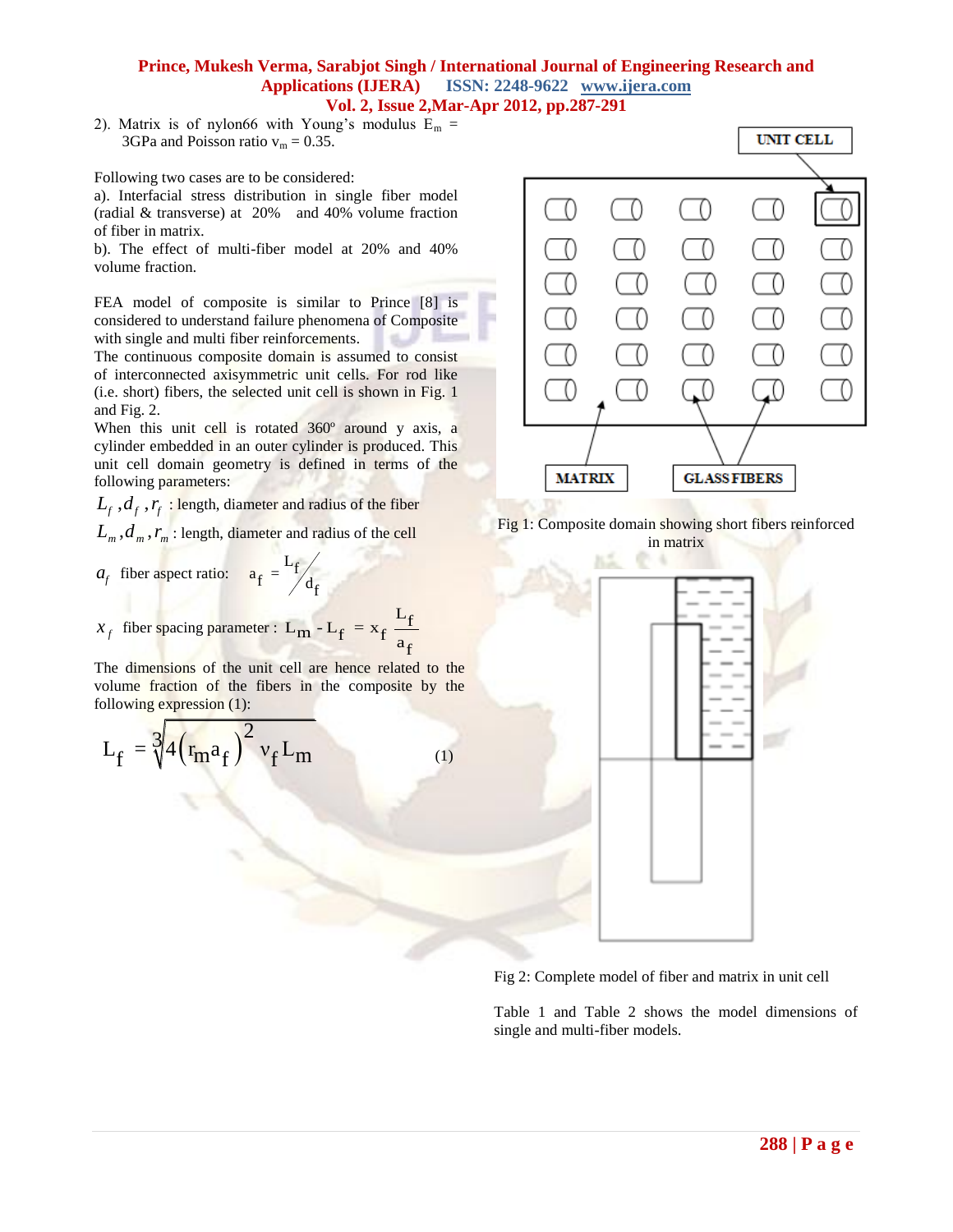2). Matrix is of nylon66 with Young's modulus $E_m$ = 3GPa and Poisson ratio $v_m$ = 0.35.

Following two cases are to be considered:

a). Interfacial stress distribution in single fiber model (radial & transverse) at 20% and 40% volume fraction of fiber in matrix.

b). The effect of multi-fiber model at 20% and 40% volume fraction.

FEA model of composite is similar to Prince [8] is considered to understand failure phenomena of Composite with single and multi fiber reinforcements.

The continuous composite domain is assumed to consist of interconnected axisymmetric unit cells. For rod like (i.e. short) fibers, the selected unit cell is shown in Fig. 1 and Fig. 2.

When this unit cell is rotated 360º around y axis, a cylinder embedded in an outer cylinder is produced. This unit cell domain geometry is defined in terms of the following parameters:

$L_f, d_f, r_f$ : length, diameter and radius of the fiber

$L_m, d_m, r_m$ : length, diameter and radius of the cell

$a_f$ fiber aspect ratio: $a_f = L_f / d_f$

$x_f$ fiber spacing parameter : $L_m - L_f = x_f \dfrac{L_f}{a_f}$

The dimensions of the unit cell are hence related to the volume fraction of the fibers in the composite by the following expression (1):

$$L_f = \sqrt[3]{4\left(r_m a_f\right)^2 v_f L_m} \qquad (1)$$

Fig 1: Composite domain showing short fibers reinforced in matrix

Fig 2: Complete model of fiber and matrix in unit cell

Table 1 and Table 2 shows the model dimensions of single and multi-fiber models.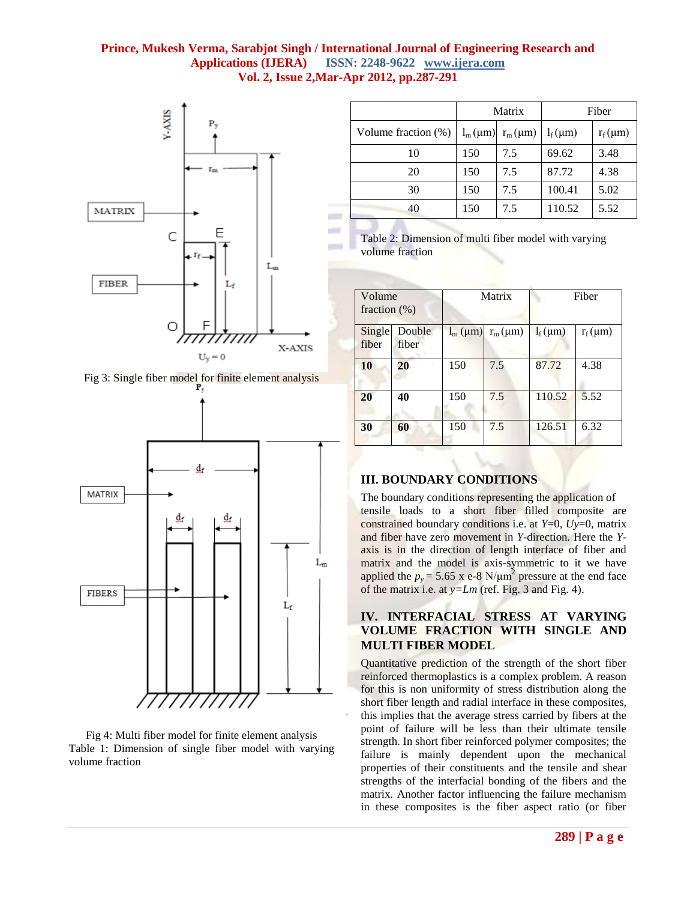Fig 3: Single fiber model for finite element analysis

Fig 4: Multi fiber model for finite element analysis

Table 1: Dimension of single fiber model with varying volume fraction

| | Matrix | | Fiber | |
|---|---|---|---|---|
| Volume fraction (%) | $l_m$ (μm) | $r_m$ (μm) | $l_f$ (μm) | $r_f$ (μm) |
| 10 | 150 | 7.5 | 69.62 | 3.48 |
| 20 | 150 | 7.5 | 87.72 | 4.38 |
| 30 | 150 | 7.5 | 100.41 | 5.02 |
| 40 | 150 | 7.5 | 110.52 | 5.52 |

Table 2: Dimension of multi fiber model with varying volume fraction

| Volume fraction (%) | | Matrix | | Fiber | |
|---|---|---|---|---|---|
| Single fiber | Double fiber | $l_m$ (μm) | $r_m$ (μm) | $l_f$ (μm) | $r_f$ (μm) |
| **10** | **20** | 150 | 7.5 | 87.72 | 4.38 |
| **20** | **40** | 150 | 7.5 | 110.52 | 5.52 |
| **30** | **60** | 150 | 7.5 | 126.51 | 6.32 |

## III. BOUNDARY CONDITIONS

The boundary conditions representing the application of tensile loads to a short fiber filled composite are constrained boundary conditions i.e. at *Y*=0, *Uy*=0, matrix and fiber have zero movement in *Y*-direction. Here the *Y*-axis is in the direction of length interface of fiber and matrix and the model is axis-symmetric to it we have applied the $p_y$ = 5.65 x e-8 N/μm$^2$ pressure at the end face of the matrix i.e. at *y=Lm* (ref. Fig. 3 and Fig. 4).

## IV. INTERFACIAL STRESS AT VARYING VOLUME FRACTION WITH SINGLE AND MULTI FIBER MODEL

Quantitative prediction of the strength of the short fiber reinforced thermoplastics is a complex problem. A reason for this is non uniformity of stress distribution along the short fiber length and radial interface in these composites, this implies that the average stress carried by fibers at the point of failure will be less than their ultimate tensile strength. In short fiber reinforced polymer composites; the failure is mainly dependent upon the mechanical properties of their constituents and the tensile and shear strengths of the interfacial bonding of the fibers and the matrix. Another factor influencing the failure mechanism in these composites is the fiber aspect ratio (or fiber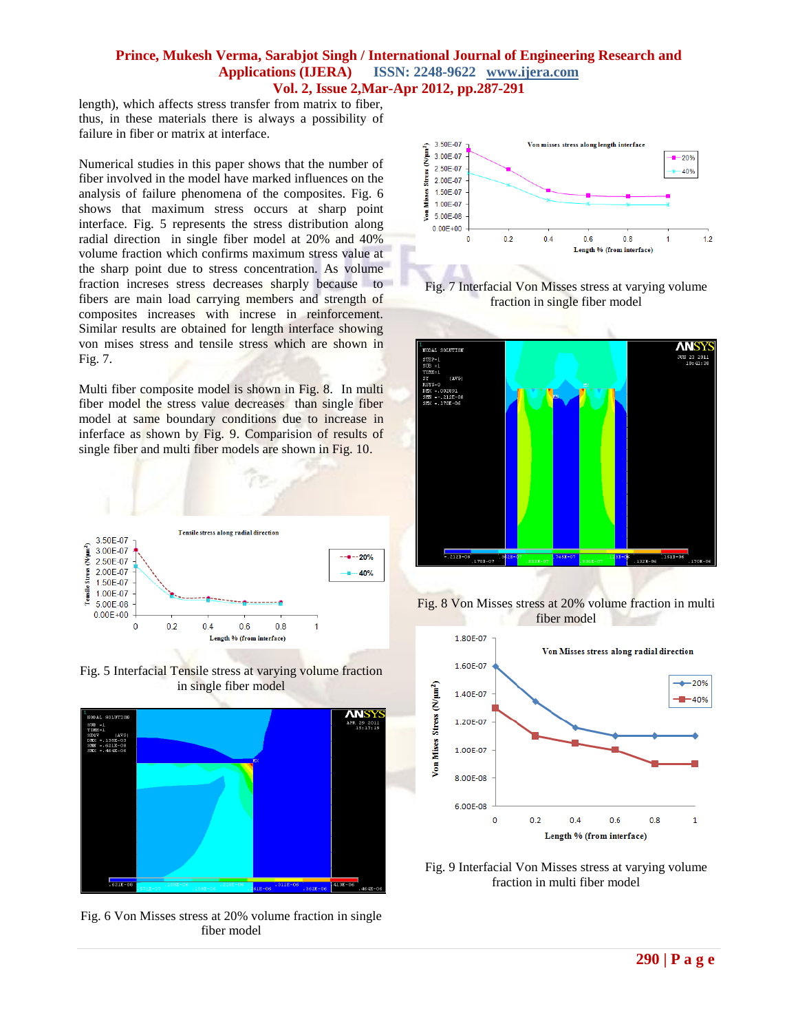length), which affects stress transfer from matrix to fiber, thus, in these materials there is always a possibility of failure in fiber or matrix at interface.

Numerical studies in this paper shows that the number of fiber involved in the model have marked influences on the analysis of failure phenomena of the composites. Fig. 6 shows that maximum stress occurs at sharp point interface. Fig. 5 represents the stress distribution along radial direction in single fiber model at 20% and 40% volume fraction which confirms maximum stress value at the sharp point due to stress concentration. As volume fraction increses stress decreases sharply because to fibers are main load carrying members and strength of composites increases with increse in reinforcement. Similar results are obtained for length interface showing von mises stress and tensile stress which are shown in Fig. 7.

Multi fiber composite model is shown in Fig. 8. In multi fiber model the stress value decreases than single fiber model at same boundary conditions due to increase in inferface as shown by Fig. 9. Comparision of results of single fiber and multi fiber models are shown in Fig. 10.

Fig. 5 Interfacial Tensile stress at varying volume fraction in single fiber model

Fig. 6 Von Misses stress at 20% volume fraction in single fiber model

Fig. 7 Interfacial Von Misses stress at varying volume fraction in single fiber model

Fig. 8 Von Misses stress at 20% volume fraction in multi fiber model

Fig. 9 Interfacial Von Misses stress at varying volume fraction in multi fiber model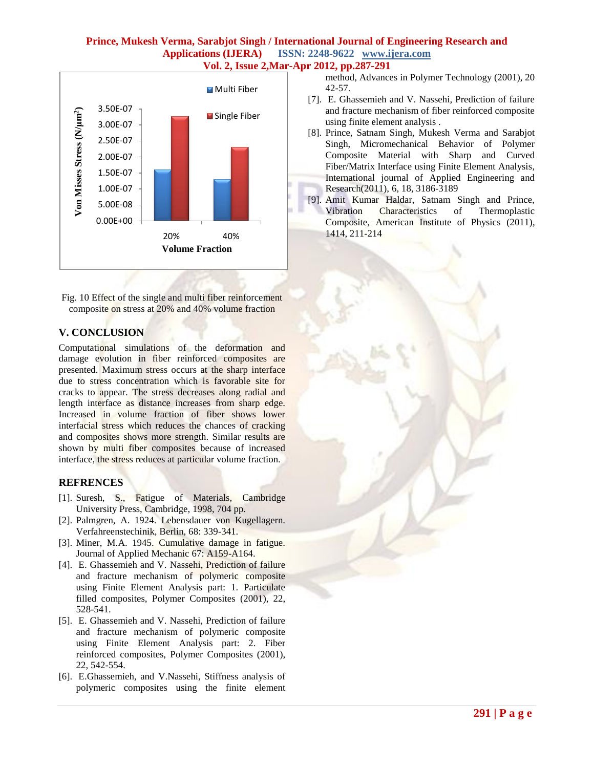Multi Fiber

Single Fiber

3.50E-07

3.00E-07

2.50E-07

2.00E-07

1.50E-07

1.00E-07

5.00E-08

0.00E+00

Von Misses Stress (N/µm²)

20%

40%

Volume Fraction

Fig. 10 Effect of the single and multi fiber reinforcement composite on stress at 20% and 40% volume fraction

## V. CONCLUSION

Computational simulations of the deformation and damage evolution in fiber reinforced composites are presented. Maximum stress occurs at the sharp interface due to stress concentration which is favorable site for cracks to appear. The stress decreases along radial and length interface as distance increases from sharp edge. Increased in volume fraction of fiber shows lower interfacial stress which reduces the chances of cracking and composites shows more strength. Similar results are shown by multi fiber composites because of increased interface, the stress reduces at particular volume fraction.

## REFRENCES

[1]. Suresh, S., Fatigue of Materials, Cambridge University Press, Cambridge, 1998, 704 pp.

[2]. Palmgren, A. 1924. Lebensdauer von Kugellagern. Verfahreenstechinik, Berlin, 68: 339-341.

[3]. Miner, M.A. 1945. Cumulative damage in fatigue. Journal of Applied Mechanic 67: A159-A164.

[4]. E. Ghassemieh and V. Nassehi, Prediction of failure and fracture mechanism of polymeric composite using Finite Element Analysis part: 1. Particulate filled composites, Polymer Composites (2001), 22, 528-541.

[5]. E. Ghassemieh and V. Nassehi, Prediction of failure and fracture mechanism of polymeric composite using Finite Element Analysis part: 2. Fiber reinforced composites, Polymer Composites (2001), 22, 542-554.

[6]. E.Ghassemieh, and V.Nassehi, Stiffness analysis of polymeric composites using the finite element method, Advances in Polymer Technology (2001), 20 42-57.

[7]. E. Ghassemieh and V. Nassehi, Prediction of failure and fracture mechanism of fiber reinforced composite using finite element analysis .

[8]. Prince, Satnam Singh, Mukesh Verma and Sarabjot Singh, Micromechanical Behavior of Polymer Composite Material with Sharp and Curved Fiber/Matrix Interface using Finite Element Analysis, International journal of Applied Engineering and Research(2011), 6, 18, 3186-3189

[9]. Amit Kumar Haldar, Satnam Singh and Prince, Vibration Characteristics of Thermoplastic Composite, American Institute of Physics (2011), 1414, 211-214